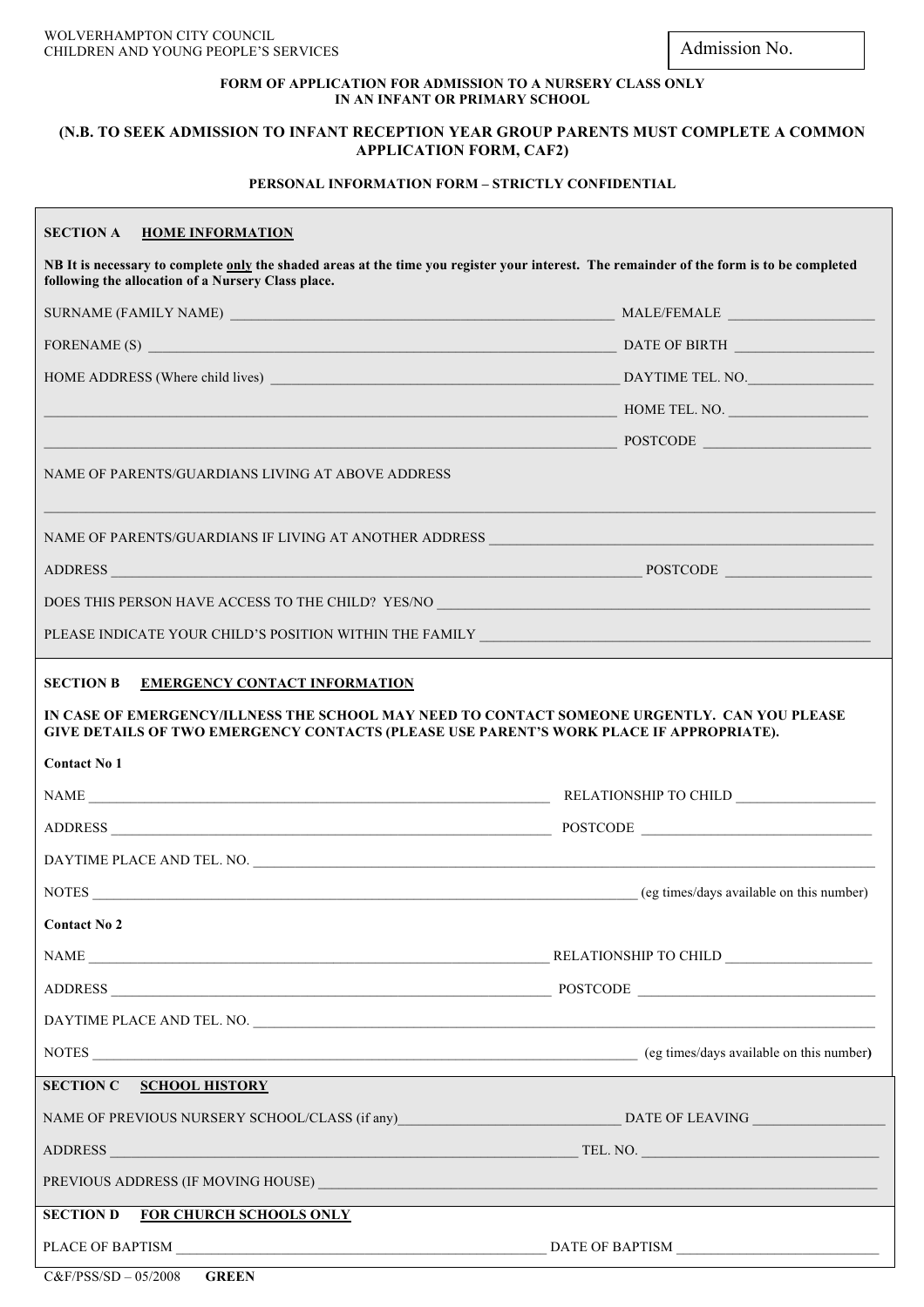WOLVERHAMPTON CITY COUNCIL
CHILDREN AND YOUNG PEOPLE'S SERVICES

Admission No.

**FORM OF APPLICATION FOR ADMISSION TO A NURSERY CLASS ONLY IN AN INFANT OR PRIMARY SCHOOL**

**(N.B. TO SEEK ADMISSION TO INFANT RECEPTION YEAR GROUP PARENTS MUST COMPLETE A COMMON APPLICATION FORM, CAF2)**

**PERSONAL INFORMATION FORM – STRICTLY CONFIDENTIAL**

## SECTION A HOME INFORMATION

**NB It is necessary to complete only the shaded areas at the time you register your interest. The remainder of the form is to be completed following the allocation of a Nursery Class place.**

SURNAME (FAMILY NAME) ____________________ MALE/FEMALE ____________

FORENAME (S) ____________________ DATE OF BIRTH ____________

HOME ADDRESS (Where child lives) ____________________ DAYTIME TEL. NO. ____________

____________________ HOME TEL. NO. ____________

____________________ POSTCODE ____________

NAME OF PARENTS/GUARDIANS LIVING AT ABOVE ADDRESS

____________________

NAME OF PARENTS/GUARDIANS IF LIVING AT ANOTHER ADDRESS ____________________

ADDRESS ____________________ POSTCODE ____________

DOES THIS PERSON HAVE ACCESS TO THE CHILD? YES/NO ____________________

PLEASE INDICATE YOUR CHILD'S POSITION WITHIN THE FAMILY ____________________

## SECTION B EMERGENCY CONTACT INFORMATION

**IN CASE OF EMERGENCY/ILLNESS THE SCHOOL MAY NEED TO CONTACT SOMEONE URGENTLY. CAN YOU PLEASE GIVE DETAILS OF TWO EMERGENCY CONTACTS (PLEASE USE PARENT'S WORK PLACE IF APPROPRIATE).**

**Contact No 1**

NAME ____________________ RELATIONSHIP TO CHILD ____________

ADDRESS ____________________ POSTCODE ____________

DAYTIME PLACE AND TEL. NO. ____________________

NOTES ____________________ (eg times/days available on this number)

**Contact No 2**

NAME ____________________ RELATIONSHIP TO CHILD ____________

ADDRESS ____________________ POSTCODE ____________

DAYTIME PLACE AND TEL. NO. ____________________

NOTES ____________________ (eg times/days available on this number)

## SECTION C SCHOOL HISTORY

NAME OF PREVIOUS NURSERY SCHOOL/CLASS (if any) ____________________ DATE OF LEAVING ____________

ADDRESS ____________________ TEL. NO. ____________

PREVIOUS ADDRESS (IF MOVING HOUSE) ____________________

## SECTION D FOR CHURCH SCHOOLS ONLY

PLACE OF BAPTISM ____________________ DATE OF BAPTISM ____________

C&F/PSS/SD – 05/2008 **GREEN**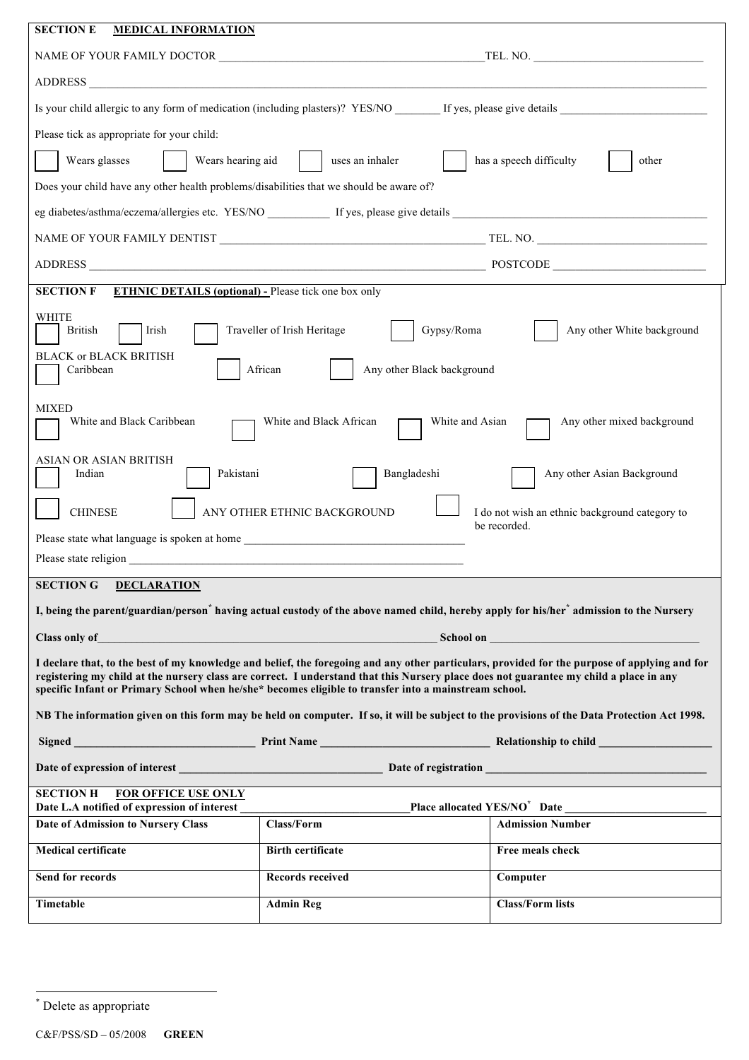## SECTION E MEDICAL INFORMATION

NAME OF YOUR FAMILY DOCTOR ______________________________ TEL. NO. ____________________

ADDRESS ______________________________________________________________

Is your child allergic to any form of medication (including plasters)? YES/NO ________ If yes, please give details ____________________

Please tick as appropriate for your child:

☐ Wears glasses ☐ Wears hearing aid ☐ uses an inhaler ☐ has a speech difficulty ☐ other

Does your child have any other health problems/disabilities that we should be aware of?

eg diabetes/asthma/eczema/allergies etc. YES/NO ___________ If yes, please give details ______________________________

NAME OF YOUR FAMILY DENTIST ______________________________ TEL. NO. ____________________

ADDRESS ______________________________________________ POSTCODE ____________________

## SECTION F ETHNIC DETAILS (optional) - Please tick one box only

WHITE

☐ British ☐ Irish ☐ Traveller of Irish Heritage ☐ Gypsy/Roma ☐ Any other White background

BLACK or BLACK BRITISH

☐ Caribbean ☐ African ☐ Any other Black background

MIXED

☐ White and Black Caribbean ☐ White and Black African ☐ White and Asian ☐ Any other mixed background

ASIAN OR ASIAN BRITISH

☐ Indian ☐ Pakistani ☐ Bangladeshi ☐ Any other Asian Background

☐ CHINESE ☐ ANY OTHER ETHNIC BACKGROUND ☐ I do not wish an ethnic background category to be recorded.

Please state what language is spoken at home ______________________________

Please state religion ______________________________________________

## SECTION G DECLARATION

**I, being the parent/guardian/person* having actual custody of the above named child, hereby apply for his/her* admission to the Nursery**

**Class only of** ______________________________________________ **School on** ______________________________

**I declare that, to the best of my knowledge and belief, the foregoing and any other particulars, provided for the purpose of applying and for registering my child at the nursery class are correct. I understand that this Nursery place does not guarantee my child a place in any specific Infant or Primary School when he/she* becomes eligible to transfer into a mainstream school.**

**NB The information given on this form may be held on computer. If so, it will be subject to the provisions of the Data Protection Act 1998.**

**Signed** ________________________ **Print Name** ________________________ **Relationship to child** ____________________

**Date of expression of interest** ______________________________ **Date of registration** ______________________________

## SECTION H FOR OFFICE USE ONLY

**Date L.A notified of expression of interest** ______________________ **Place allocated YES/NO*** **Date** ____________________

| | | |
|---|---|---|
| **Date of Admission to Nursery Class** | **Class/Form** | **Admission Number** |
| **Medical certificate** | **Birth certificate** | **Free meals check** |
| **Send for records** | **Records received** | **Computer** |
| **Timetable** | **Admin Reg** | **Class/Form lists** |

* Delete as appropriate

C&F/PSS/SD – 05/2008 **GREEN**